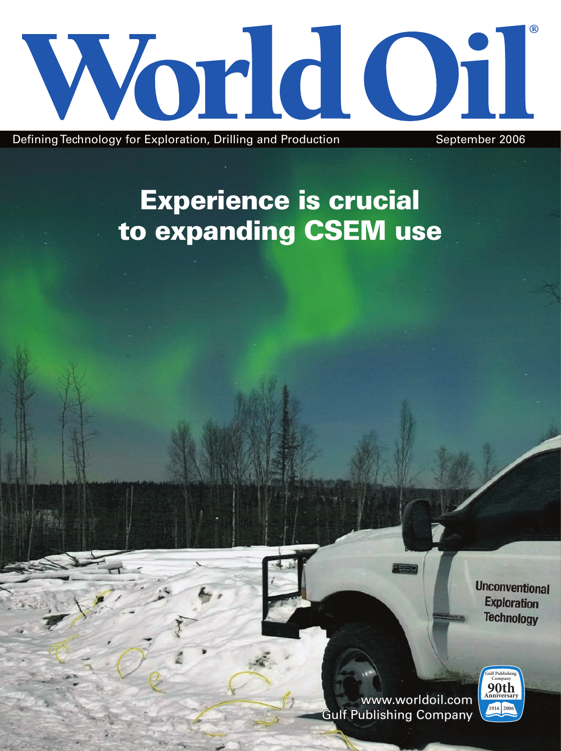# World Oil®

Defining Technology for Exploration, Drilling and Production

September 2006

## Experience is crucial to expanding CSEM use

Unconventional Exploration Technology

www.worldoil.com

Gulf Publishing Company

Gulf Publishing Company 90th Anniversary 1916 2006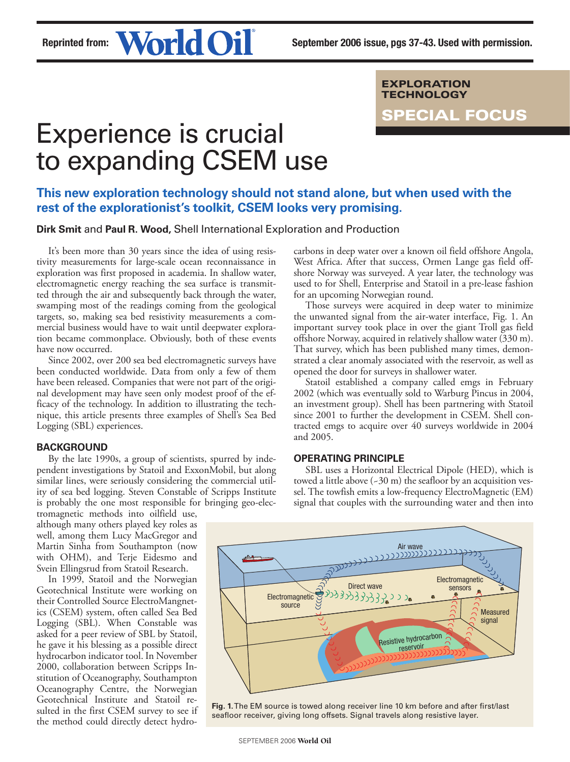Reprinted from: World Oil — September 2006 issue, pgs 37-43. Used with permission.

EXPLORATION TECHNOLOGY

SPECIAL FOCUS

# Experience is crucial to expanding CSEM use

**This new exploration technology should not stand alone, but when used with the rest of the explorationist's toolkit, CSEM looks very promising.**

**Dirk Smit** and **Paul R. Wood,** Shell International Exploration and Production

It's been more than 30 years since the idea of using resistivity measurements for large-scale ocean reconnaissance in exploration was first proposed in academia. In shallow water, electromagnetic energy reaching the sea surface is transmitted through the air and subsequently back through the water, swamping most of the readings coming from the geological targets, so, making sea bed resistivity measurements a commercial business would have to wait until deepwater exploration became commonplace. Obviously, both of these events have now occurred.

Since 2002, over 200 sea bed electromagnetic surveys have been conducted worldwide. Data from only a few of them have been released. Companies that were not part of the original development may have seen only modest proof of the efficacy of the technology. In addition to illustrating the technique, this article presents three examples of Shell's Sea Bed Logging (SBL) experiences.

## BACKGROUND

By the late 1990s, a group of scientists, spurred by independent investigations by Statoil and ExxonMobil, but along similar lines, were seriously considering the commercial utility of sea bed logging. Steven Constable of Scripps Institute is probably the one most responsible for bringing geo-electromagnetic methods into oilfield use, although many others played key roles as well, among them Lucy MacGregor and Martin Sinha from Southampton (now with OHM), and Terje Eidesmo and Svein Ellingsrud from Statoil Research.

In 1999, Statoil and the Norwegian Geotechnical Institute were working on their Controlled Source ElectroMangnetics (CSEM) system, often called Sea Bed Logging (SBL). When Constable was asked for a peer review of SBL by Statoil, he gave it his blessing as a possible direct hydrocarbon indicator tool. In November 2000, collaboration between Scripps Institution of Oceanography, Southampton Oceanography Centre, the Norwegian Geotechnical Institute and Statoil resulted in the first CSEM survey to see if the method could directly detect hydrocarbons in deep water over a known oil field offshore Angola, West Africa. After that success, Ormen Lange gas field offshore Norway was surveyed. A year later, the technology was used to for Shell, Enterprise and Statoil in a pre-lease fashion for an upcoming Norwegian round.

Those surveys were acquired in deep water to minimize the unwanted signal from the air-water interface, Fig. 1. An important survey took place in over the giant Troll gas field offshore Norway, acquired in relatively shallow water (330 m). That survey, which has been published many times, demonstrated a clear anomaly associated with the reservoir, as well as opened the door for surveys in shallower water.

Statoil established a company called emgs in February 2002 (which was eventually sold to Warburg Pincus in 2004, an investment group). Shell has been partnering with Statoil since 2001 to further the development in CSEM. Shell contracted emgs to acquire over 40 surveys worldwide in 2004 and 2005.

## OPERATING PRINCIPLE

SBL uses a Horizontal Electrical Dipole (HED), which is towed a little above (~30 m) the seafloor by an acquisition vessel. The towfish emits a low-frequency ElectroMagnetic (EM) signal that couples with the surrounding water and then into

**Fig. 1.** The EM source is towed along receiver line 10 km before and after first/last seafloor receiver, giving long offsets. Signal travels along resistive layer.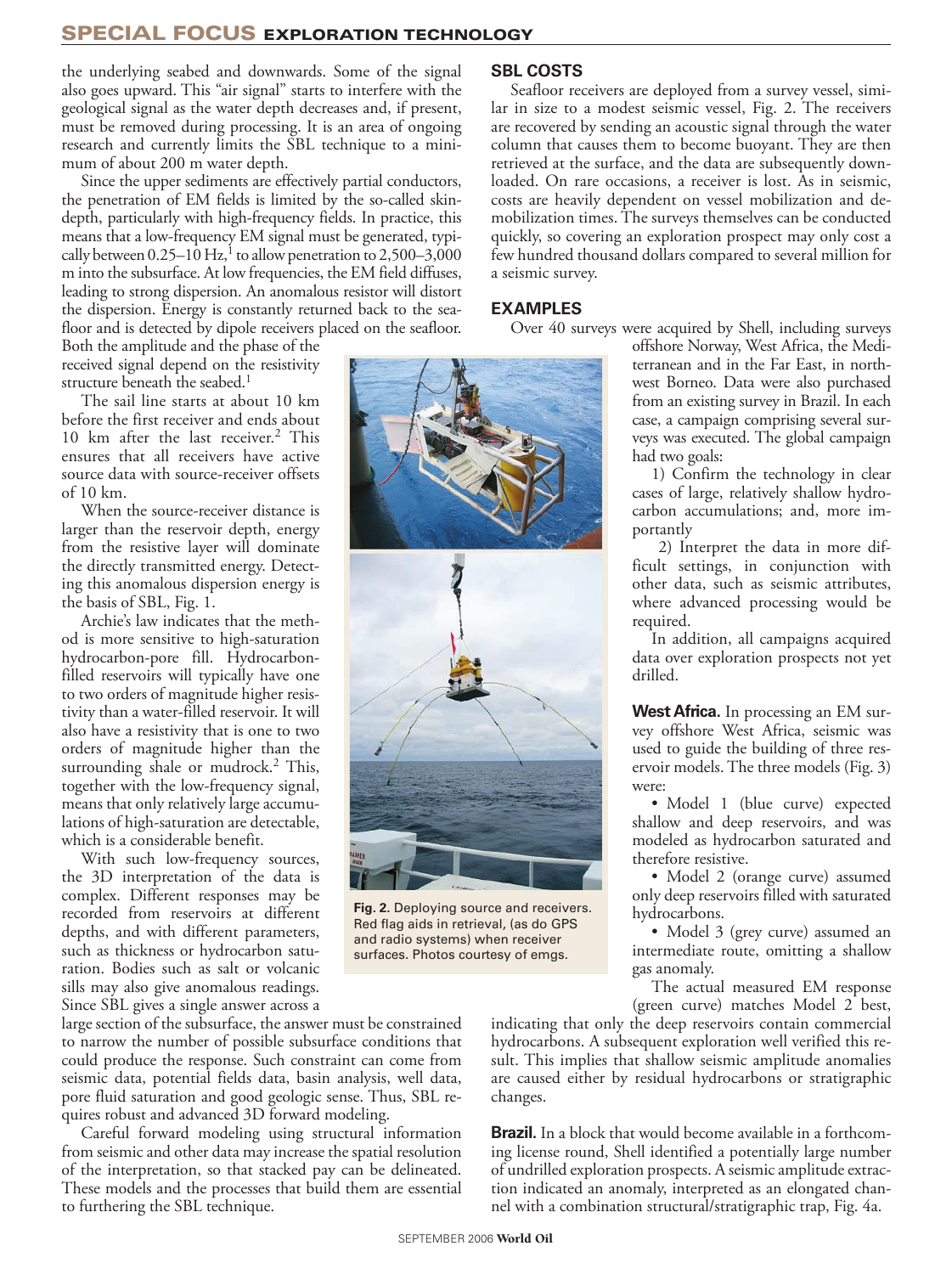the underlying seabed and downwards. Some of the signal also goes upward. This "air signal" starts to interfere with the geological signal as the water depth decreases and, if present, must be removed during processing. It is an area of ongoing research and currently limits the SBL technique to a minimum of about 200 m water depth.

Since the upper sediments are effectively partial conductors, the penetration of EM fields is limited by the so-called skin-depth, particularly with high-frequency fields. In practice, this means that a low-frequency EM signal must be generated, typically between 0.25–10 Hz,[1] to allow penetration to 2,500–3,000 m into the subsurface. At low frequencies, the EM field diffuses, leading to strong dispersion. An anomalous resistor will distort the dispersion. Energy is constantly returned back to the seafloor and is detected by dipole receivers placed on the seafloor. Both the amplitude and the phase of the received signal depend on the resistivity structure beneath the seabed.[1]

The sail line starts at about 10 km before the first receiver and ends about 10 km after the last receiver.[2] This ensures that all receivers have active source data with source-receiver offsets of 10 km.

When the source-receiver distance is larger than the reservoir depth, energy from the resistive layer will dominate the directly transmitted energy. Detecting this anomalous dispersion energy is the basis of SBL, Fig. 1.

Archie's law indicates that the method is more sensitive to high-saturation hydrocarbon-pore fill. Hydrocarbon-filled reservoirs will typically have one to two orders of magnitude higher resistivity than a water-filled reservoir. It will also have a resistivity that is one to two orders of magnitude higher than the surrounding shale or mudrock.[2] This, together with the low-frequency signal, means that only relatively large accumulations of high-saturation are detectable, which is a considerable benefit.

With such low-frequency sources, the 3D interpretation of the data is complex. Different responses may be recorded from reservoirs at different depths, and with different parameters, such as thickness or hydrocarbon saturation. Bodies such as salt or volcanic sills may also give anomalous readings. Since SBL gives a single answer across a large section of the subsurface, the answer must be constrained to narrow the number of possible subsurface conditions that could produce the response. Such constraint can come from seismic data, potential fields data, basin analysis, well data, pore fluid saturation and good geologic sense. Thus, SBL requires robust and advanced 3D forward modeling.

Careful forward modeling using structural information from seismic and other data may increase the spatial resolution of the interpretation, so that stacked pay can be delineated. These models and the processes that build them are essential to furthering the SBL technique.

**Fig. 2.** Deploying source and receivers. Red flag aids in retrieval, (as do GPS and radio systems) when receiver surfaces. Photos courtesy of emgs.

## SBL COSTS

Seafloor receivers are deployed from a survey vessel, similar in size to a modest seismic vessel, Fig. 2. The receivers are recovered by sending an acoustic signal through the water column that causes them to become buoyant. They are then retrieved at the surface, and the data are subsequently downloaded. On rare occasions, a receiver is lost. As in seismic, costs are heavily dependent on vessel mobilization and demobilization times. The surveys themselves can be conducted quickly, so covering an exploration prospect may only cost a few hundred thousand dollars compared to several million for a seismic survey.

## EXAMPLES

Over 40 surveys were acquired by Shell, including surveys offshore Norway, West Africa, the Mediterranean and in the Far East, in northwest Borneo. Data were also purchased from an existing survey in Brazil. In each case, a campaign comprising several surveys was executed. The global campaign had two goals:

1) Confirm the technology in clear cases of large, relatively shallow hydrocarbon accumulations; and, more importantly

2) Interpret the data in more difficult settings, in conjunction with other data, such as seismic attributes, where advanced processing would be required.

In addition, all campaigns acquired data over exploration prospects not yet drilled.

**West Africa.** In processing an EM survey offshore West Africa, seismic was used to guide the building of three reservoir models. The three models (Fig. 3) were:

- Model 1 (blue curve) expected shallow and deep reservoirs, and was modeled as hydrocarbon saturated and therefore resistive.
- Model 2 (orange curve) assumed only deep reservoirs filled with saturated hydrocarbons.
- Model 3 (grey curve) assumed an intermediate route, omitting a shallow gas anomaly.

The actual measured EM response (green curve) matches Model 2 best, indicating that only the deep reservoirs contain commercial hydrocarbons. A subsequent exploration well verified this result. This implies that shallow seismic amplitude anomalies are caused either by residual hydrocarbons or stratigraphic changes.

**Brazil.** In a block that would become available in a forthcoming license round, Shell identified a potentially large number of undrilled exploration prospects. A seismic amplitude extraction indicated an anomaly, interpreted as an elongated channel with a combination structural/stratigraphic trap, Fig. 4a.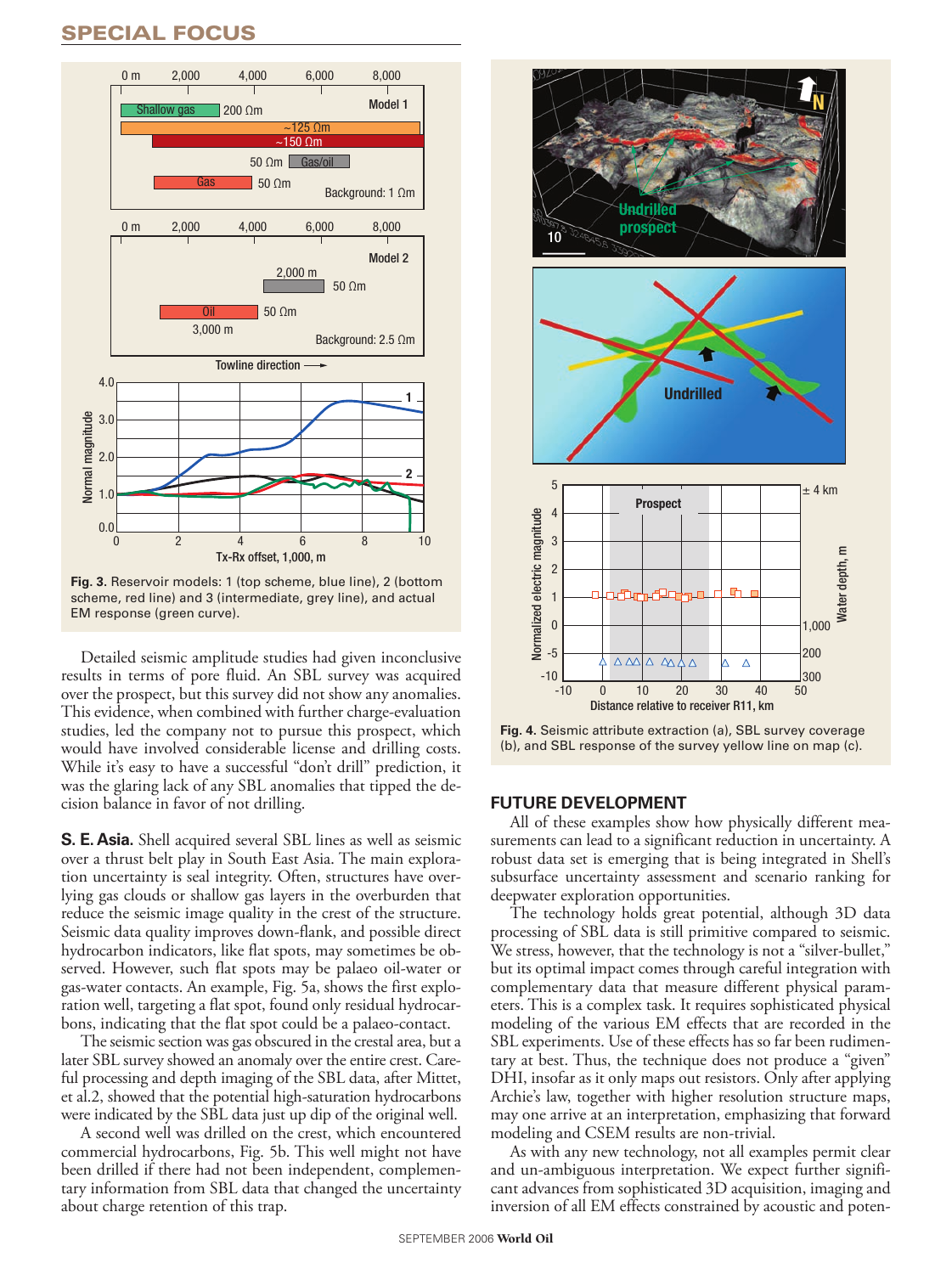Fig. 3. Reservoir models: 1 (top scheme, blue line), 2 (bottom scheme, red line) and 3 (intermediate, grey line), and actual EM response (green curve).

Fig. 4. Seismic attribute extraction (a), SBL survey coverage (b), and SBL response of the survey yellow line on map (c).

Detailed seismic amplitude studies had given inconclusive results in terms of pore fluid. An SBL survey was acquired over the prospect, but this survey did not show any anomalies. This evidence, when combined with further charge-evaluation studies, led the company not to pursue this prospect, which would have involved considerable license and drilling costs. While it's easy to have a successful "don't drill" prediction, it was the glaring lack of any SBL anomalies that tipped the decision balance in favor of not drilling.

**S. E. Asia.** Shell acquired several SBL lines as well as seismic over a thrust belt play in South East Asia. The main exploration uncertainty is seal integrity. Often, structures have overlying gas clouds or shallow gas layers in the overburden that reduce the seismic image quality in the crest of the structure. Seismic data quality improves down-flank, and possible direct hydrocarbon indicators, like flat spots, may sometimes be observed. However, such flat spots may be palaeo oil-water or gas-water contacts. An example, Fig. 5a, shows the first exploration well, targeting a flat spot, found only residual hydrocarbons, indicating that the flat spot could be a palaeo-contact.

The seismic section was gas obscured in the crestal area, but a later SBL survey showed an anomaly over the entire crest. Careful processing and depth imaging of the SBL data, after Mittet, et al.2, showed that the potential high-saturation hydrocarbons were indicated by the SBL data just up dip of the original well.

A second well was drilled on the crest, which encountered commercial hydrocarbons, Fig. 5b. This well might not have been drilled if there had not been independent, complementary information from SBL data that changed the uncertainty about charge retention of this trap.

## FUTURE DEVELOPMENT

All of these examples show how physically different measurements can lead to a significant reduction in uncertainty. A robust data set is emerging that is being integrated in Shell's subsurface uncertainty assessment and scenario ranking for deepwater exploration opportunities.

The technology holds great potential, although 3D data processing of SBL data is still primitive compared to seismic. We stress, however, that the technology is not a "silver-bullet," but its optimal impact comes through careful integration with complementary data that measure different physical parameters. This is a complex task. It requires sophisticated physical modeling of the various EM effects that are recorded in the SBL experiments. Use of these effects has so far been rudimentary at best. Thus, the technique does not produce a "given" DHI, insofar as it only maps out resistors. Only after applying Archie's law, together with higher resolution structure maps, may one arrive at an interpretation, emphasizing that forward modeling and CSEM results are non-trivial.

As with any new technology, not all examples permit clear and un-ambiguous interpretation. We expect further significant advances from sophisticated 3D acquisition, imaging and inversion of all EM effects constrained by acoustic and poten-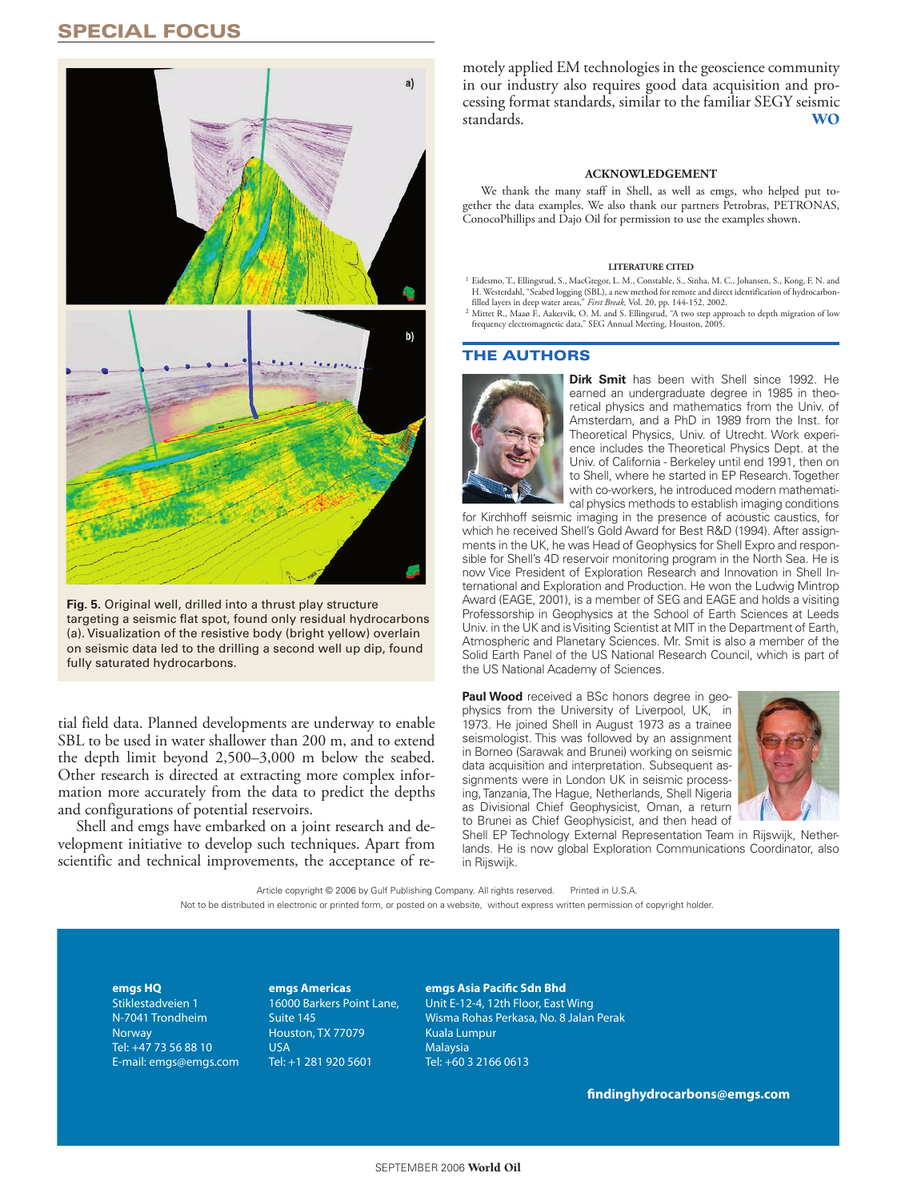Fig. 5. Original well, drilled into a thrust play structure targeting a seismic flat spot, found only residual hydrocarbons (a). Visualization of the resistive body (bright yellow) overlain on seismic data led to the drilling a second well up dip, found fully saturated hydrocarbons.

tial field data. Planned developments are underway to enable SBL to be used in water shallower than 200 m, and to extend the depth limit beyond 2,500–3,000 m below the seabed. Other research is directed at extracting more complex information more accurately from the data to predict the depths and configurations of potential reservoirs.

Shell and emgs have embarked on a joint research and development initiative to develop such techniques. Apart from scientific and technical improvements, the acceptance of remotely applied EM technologies in the geoscience community in our industry also requires good data acquisition and processing format standards, similar to the familiar SEGY seismic standards. **WO**

### ACKNOWLEDGEMENT

We thank the many staff in Shell, as well as emgs, who helped put together the data examples. We also thank our partners Petrobras, PETRONAS, ConocoPhillips and Dajo Oil for permission to use the examples shown.

### LITERATURE CITED

[1] Eidesmo, T., Ellingsrud, S., MacGregor, L. M., Constable, S., Sinha, M. C., Johansen, S., Kong, F. N. and H. Westerdahl, "Seabed logging (SBL), a new method for remote and direct identification of hydrocarbon-filled layers in deep water areas," *First Break*, Vol. 20, pp. 144-152, 2002.

[2] Mitter R., Maao F., Aakervik, O. M. and S. Ellingsrud, "A two step approach to depth migration of low frequency electromagnetic data," SEG Annual Meeting, Houston, 2005.

## THE AUTHORS

**Dirk Smit** has been with Shell since 1992. He earned an undergraduate degree in 1985 in theoretical physics and mathematics from the Univ. of Amsterdam, and a PhD in 1989 from the Inst. for Theoretical Physics, Univ. of Utrecht. Work experience includes the Theoretical Physics Dept. at the Univ. of California - Berkeley until end 1991, then on to Shell, where he started in EP Research. Together with co-workers, he introduced modern mathematical physics methods to establish imaging conditions for Kirchhoff seismic imaging in the presence of acoustic caustics, for which he received Shell's Gold Award for Best R&D (1994). After assignments in the UK, he was Head of Geophysics for Shell Expro and responsible for Shell's 4D reservoir monitoring program in the North Sea. He is now Vice President of Exploration Research and Innovation in Shell International and Exploration and Production. He won the Ludwig Mintrop Award (EAGE, 2001), is a member of SEG and EAGE and holds a visiting Professorship in Geophysics at the School of Earth Sciences at Leeds Univ. in the UK and is Visiting Scientist at MIT in the Department of Earth, Atmospheric and Planetary Sciences. Mr. Smit is also a member of the Solid Earth Panel of the US National Research Council, which is part of the US National Academy of Sciences.

**Paul Wood** received a BSc honors degree in geophysics from the University of Liverpool, UK, in 1973. He joined Shell in August 1973 as a trainee seismologist. This was followed by an assignment in Borneo (Sarawak and Brunei) working on seismic data acquisition and interpretation. Subsequent assignments were in London UK in seismic processing, Tanzania, The Hague, Netherlands, Shell Nigeria as Divisional Chief Geophysicist, Oman, a return to Brunei as Chief Geophysicist, and then head of Shell EP Technology External Representation Team in Rijswijk, Netherlands. He is now global Exploration Communications Coordinator, also in Rijswijk.

Article copyright © 2006 by Gulf Publishing Company. All rights reserved. Printed in U.S.A.
Not to be distributed in electronic or printed form, or posted on a website, without express written permission of copyright holder.

**emgs HQ**
Stiklestadveien 1
N-7041 Trondheim
Norway
Tel: +47 73 56 88 10
E-mail: emgs@emgs.com

**emgs Americas**
16000 Barkers Point Lane,
Suite 145
Houston, TX 77079
USA
Tel: +1 281 920 5601

**emgs Asia Pacific Sdn Bhd**
Unit E-12-4, 12th Floor, East Wing
Wisma Rohas Perkasa, No. 8 Jalan Perak
Kuala Lumpur
Malaysia
Tel: +60 3 2166 0613

**findinghydrocarbons@emgs.com**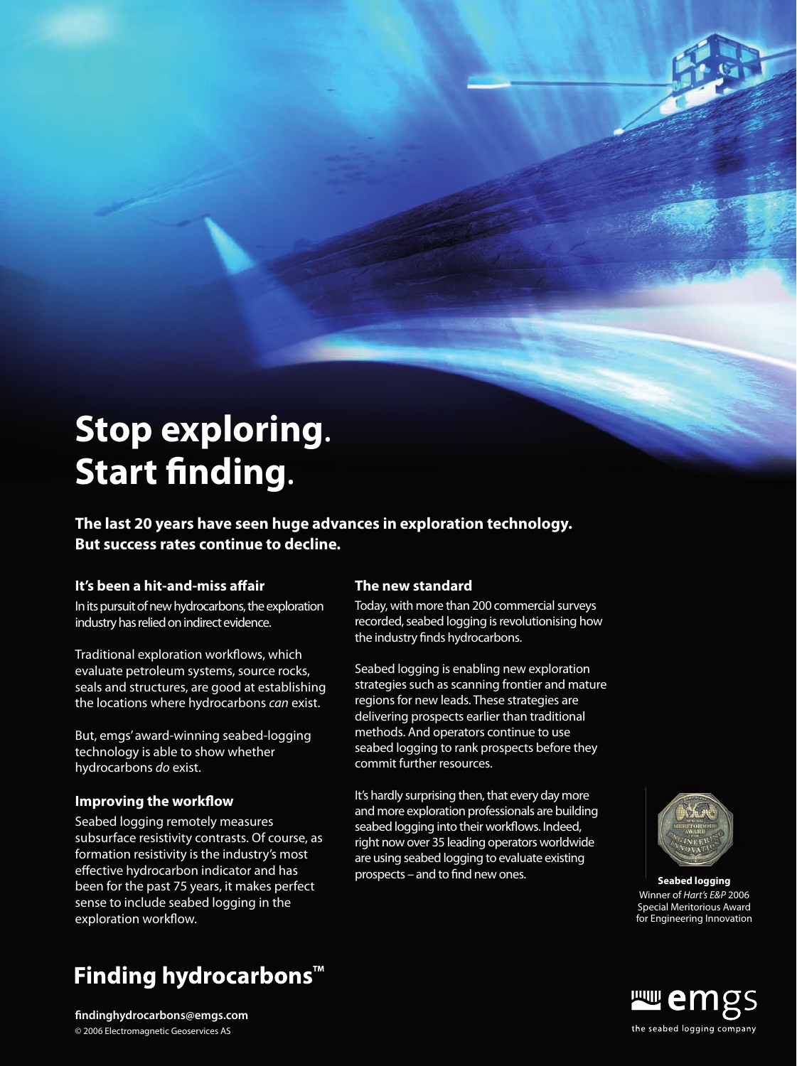# Stop exploring. Start finding.

**The last 20 years have seen huge advances in exploration technology. But success rates continue to decline.**

### It's been a hit-and-miss affair

In its pursuit of new hydrocarbons, the exploration industry has relied on indirect evidence.

Traditional exploration workflows, which evaluate petroleum systems, source rocks, seals and structures, are good at establishing the locations where hydrocarbons *can* exist.

But, emgs' award-winning seabed-logging technology is able to show whether hydrocarbons *do* exist.

### Improving the workflow

Seabed logging remotely measures subsurface resistivity contrasts. Of course, as formation resistivity is the industry's most effective hydrocarbon indicator and has been for the past 75 years, it makes perfect sense to include seabed logging in the exploration workflow.

### The new standard

Today, with more than 200 commercial surveys recorded, seabed logging is revolutionising how the industry finds hydrocarbons.

Seabed logging is enabling new exploration strategies such as scanning frontier and mature regions for new leads. These strategies are delivering prospects earlier than traditional methods. And operators continue to use seabed logging to rank prospects before they commit further resources.

It's hardly surprising then, that every day more and more exploration professionals are building seabed logging into their workflows. Indeed, right now over 35 leading operators worldwide are using seabed logging to evaluate existing prospects – and to find new ones.

**Seabed logging**
Winner of *Hart's E&P* 2006 Special Meritorious Award for Engineering Innovation

## Finding hydrocarbons™

**findinghydrocarbons@emgs.com**
© 2006 Electromagnetic Geoservices AS

emgs
the seabed logging company